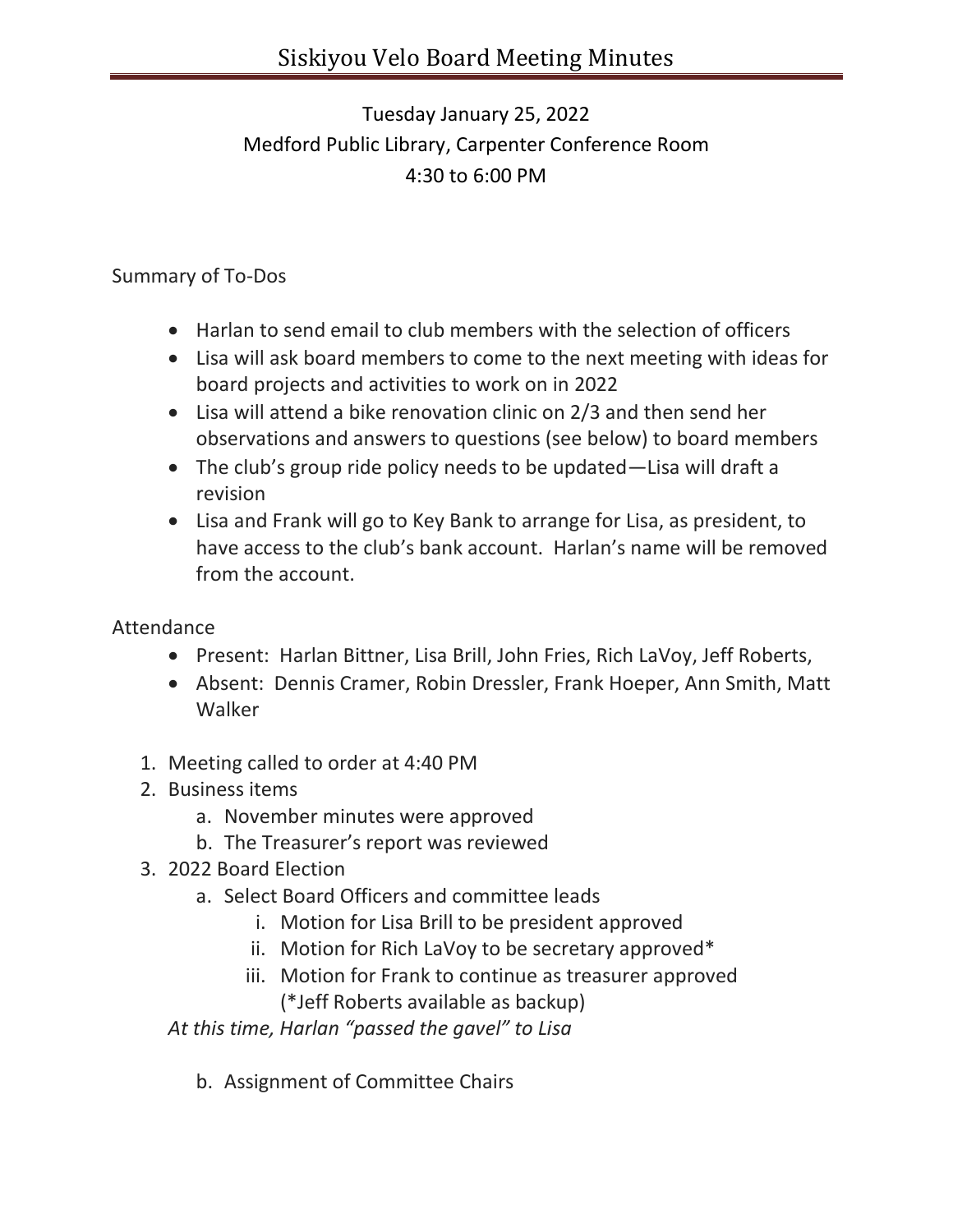# Siskiyou Velo Board Meeting Minutes

Tuesday January 25, 2022
Medford Public Library, Carpenter Conference Room
4:30 to 6:00 PM

Summary of To-Dos

- Harlan to send email to club members with the selection of officers
- Lisa will ask board members to come to the next meeting with ideas for board projects and activities to work on in 2022
- Lisa will attend a bike renovation clinic on 2/3 and then send her observations and answers to questions (see below) to board members
- The club's group ride policy needs to be updated—Lisa will draft a revision
- Lisa and Frank will go to Key Bank to arrange for Lisa, as president, to have access to the club's bank account. Harlan's name will be removed from the account.

Attendance

- Present: Harlan Bittner, Lisa Brill, John Fries, Rich LaVoy, Jeff Roberts,
- Absent: Dennis Cramer, Robin Dressler, Frank Hoeper, Ann Smith, Matt Walker

1. Meeting called to order at 4:40 PM
2. Business items
   a. November minutes were approved
   b. The Treasurer's report was reviewed
3. 2022 Board Election
   a. Select Board Officers and committee leads
      i. Motion for Lisa Brill to be president approved
      ii. Motion for Rich LaVoy to be secretary approved*
      iii. Motion for Frank to continue as treasurer approved (*Jeff Roberts available as backup)

   *At this time, Harlan "passed the gavel" to Lisa*

   b. Assignment of Committee Chairs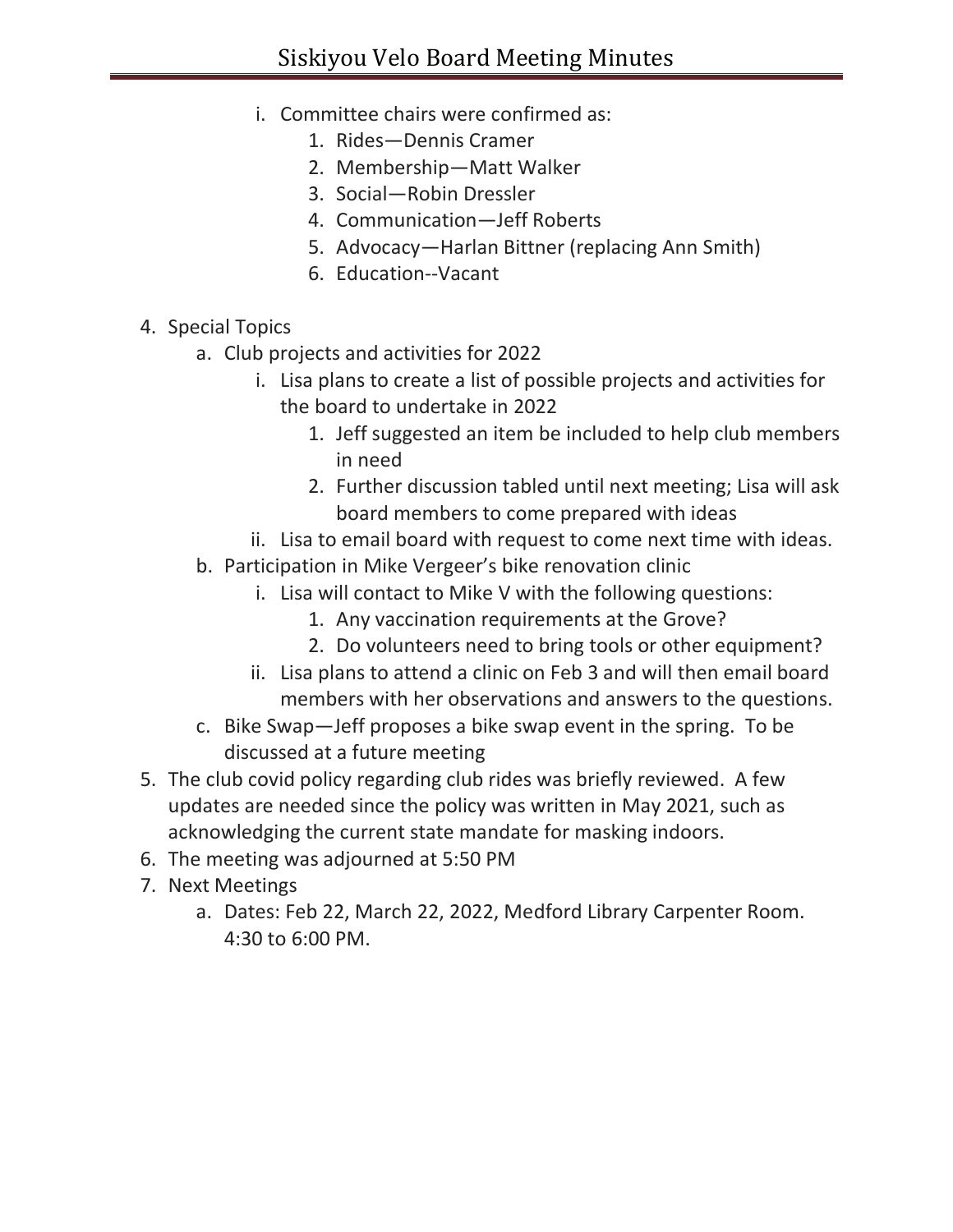i. Committee chairs were confirmed as:
   1. Rides—Dennis Cramer
   2. Membership—Matt Walker
   3. Social—Robin Dressler
   4. Communication—Jeff Roberts
   5. Advocacy—Harlan Bittner (replacing Ann Smith)
   6. Education--Vacant

4. Special Topics
   a. Club projects and activities for 2022
      i. Lisa plans to create a list of possible projects and activities for the board to undertake in 2022
         1. Jeff suggested an item be included to help club members in need
         2. Further discussion tabled until next meeting; Lisa will ask board members to come prepared with ideas
      ii. Lisa to email board with request to come next time with ideas.
   b. Participation in Mike Vergeer's bike renovation clinic
      i. Lisa will contact to Mike V with the following questions:
         1. Any vaccination requirements at the Grove?
         2. Do volunteers need to bring tools or other equipment?
      ii. Lisa plans to attend a clinic on Feb 3 and will then email board members with her observations and answers to the questions.
   c. Bike Swap—Jeff proposes a bike swap event in the spring. To be discussed at a future meeting
5. The club covid policy regarding club rides was briefly reviewed. A few updates are needed since the policy was written in May 2021, such as acknowledging the current state mandate for masking indoors.
6. The meeting was adjourned at 5:50 PM
7. Next Meetings
   a. Dates: Feb 22, March 22, 2022, Medford Library Carpenter Room. 4:30 to 6:00 PM.